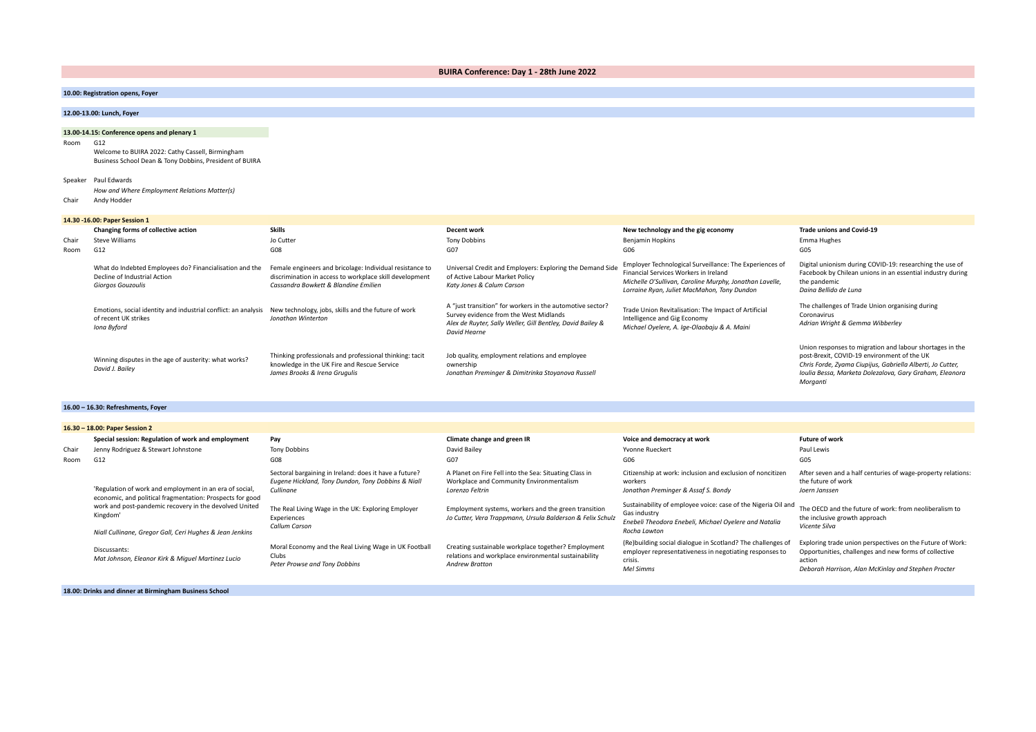# BUIRA Conference: Day 1 - 28th June 2022

**10.00: Registration opens, Foyer**

**12.00-13.00: Lunch, Foyer**

**13.00-14.15: Conference opens and plenary 1**

Room G12

Welcome to BUIRA 2022: Cathy Cassell, Birmingham Business School Dean & Tony Dobbins, President of BUIRA

Speaker Paul Edwards

*How and Where Employment Relations Matter(s)*

Chair Andy Hodder

**14.30 -16.00: Paper Session 1**

| | **Changing forms of collective action** | **Skills** | **Decent work** | **New technology and the gig economy** | **Trade unions and Covid-19** |
|---|---|---|---|---|---|
| Chair | Steve Williams | Jo Cutter | Tony Dobbins | Benjamin Hopkins | Emma Hughes |
| Room | G12 | G08 | G07 | G06 | G05 |
| | What do Indebted Employees do? Financialisation and the Decline of Industrial Action *Giorgos Gouzoulis* | Female engineers and bricolage: Individual resistance to discrimination in access to workplace skill development *Cassandra Bowkett & Blandine Emilien* | Universal Credit and Employers: Exploring the Demand Side of Active Labour Market Policy *Katy Jones & Calum Carson* | Employer Technological Surveillance: The Experiences of Financial Services Workers in Ireland *Michelle O'Sullivan, Caroline Murphy, Jonathan Lavelle, Lorraine Ryan, Juliet MacMahon, Tony Dundon* | Digital unionism during COVID-19: researching the use of Facebook by Chilean unions in an essential industry during the pandemic *Daina Bellido de Luna* |
| | Emotions, social identity and industrial conflict: an analysis of recent UK strikes *Iona Byford* | New technology, jobs, skills and the future of work *Jonathan Winterton* | A "just transition" for workers in the automotive sector? Survey evidence from the West Midlands *Alex de Ruyter, Sally Weller, Gill Bentley, David Bailey & David Hearne* | Trade Union Revitalisation: The Impact of Artificial Intelligence and Gig Economy *Michael Oyelere, A. Ige-Olaobaju & A. Maini* | The challenges of Trade Union organising during Coronavirus *Adrian Wright & Gemma Wibberley* |
| | Winning disputes in the age of austerity: what works? *David J. Bailey* | Thinking professionals and professional thinking: tacit knowledge in the UK Fire and Rescue Service *James Brooks & Irena Grugulis* | Job quality, employment relations and employee ownership *Jonathan Preminger & Dimitrinka Stoyanova Russell* | | Union responses to migration and labour shortages in the post-Brexit, COVID-19 environment of the UK *Chris Forde, Zyama Ciupijus, Gabriella Alberti, Jo Cutter, Ioulia Bessa, Marketa Dolezalova, Gary Graham, Eleanora Morganti* |

**16.00 – 16.30: Refreshments, Foyer**

**16.30 – 18.00: Paper Session 2**

| | **Special session: Regulation of work and employment** | **Pay** | **Climate change and green IR** | **Voice and democracy at work** | **Future of work** |
|---|---|---|---|---|---|
| Chair | Jenny Rodriguez & Stewart Johnstone | Tony Dobbins | David Bailey | Yvonne Rueckert | Paul Lewis |
| Room | G12 | G08 | G07 | G06 | G05 |
| | 'Regulation of work and employment in an era of social, economic, and political fragmentation: Prospects for good work and post-pandemic recovery in the devolved United Kingdom' *Niall Cullinane, Gregor Gall, Ceri Hughes & Jean Jenkins* | Sectoral bargaining in Ireland: does it have a future? *Eugene Hickland, Tony Dundon, Tony Dobbins & Niall Cullinane* | A Planet on Fire Fell into the Sea: Situating Class in Workplace and Community Environmentalism *Lorenzo Feltrin* | Citizenship at work: inclusion and exclusion of noncitizen workers *Jonathan Preminger & Assaf S. Bondy* | After seven and a half centuries of wage-property relations: the future of work *Joern Janssen* |
| | | The Real Living Wage in the UK: Exploring Employer Experiences *Callum Carson* | Employment systems, workers and the green transition *Jo Cutter, Vera Trappmann, Ursula Balderson & Felix Schulz* | Sustainability of employee voice: case of the Nigeria Oil and Gas industry *Enebeli Theodora Enebeli, Michael Oyelere and Natalia Rocha Lawton* | The OECD and the future of work: from neoliberalism to the inclusive growth approach *Vicente Silva* |
| | Discussants: *Mat Johnson, Eleanor Kirk & Miguel Martinez Lucio* | Moral Economy and the Real Living Wage in UK Football Clubs *Peter Prowse and Tony Dobbins* | Creating sustainable workplace together? Employment relations and workplace environmental sustainability *Andrew Bratton* | (Re)building social dialogue in Scotland? The challenges of employer representativeness in negotiating responses to crisis. *Mel Simms* | Exploring trade union perspectives on the Future of Work: Opportunities, challenges and new forms of collective action *Deborah Harrison, Alan McKinlay and Stephen Procter* |

**18.00: Drinks and dinner at Birmingham Business School**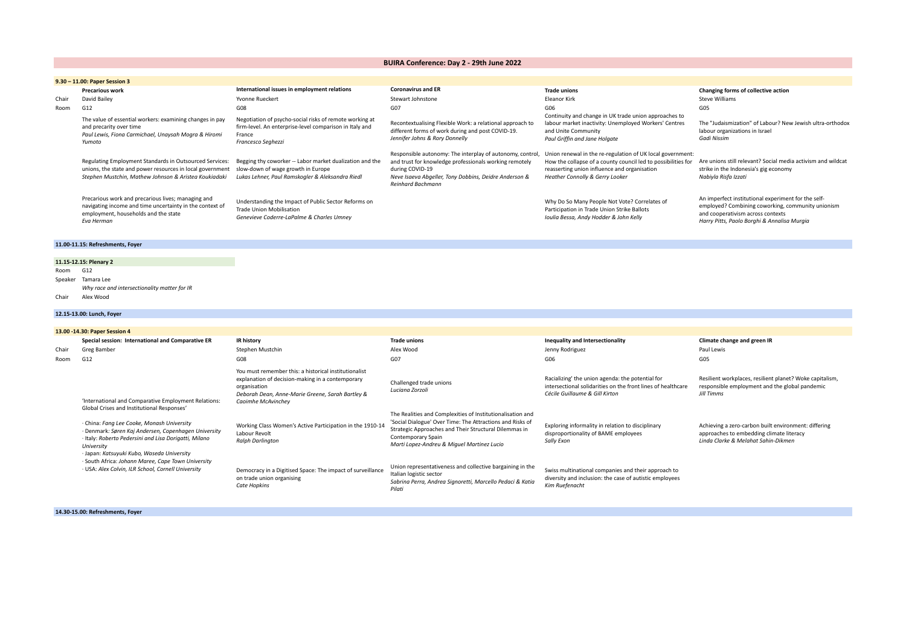# BUIRA Conference: Day 2 - 29th June 2022

## 9.30 – 11.00: Paper Session 3

| | Precarious work | International issues in employment relations | Coronavirus and ER | Trade unions | Changing forms of collective action |
|---|---|---|---|---|---|
| Chair | David Bailey | Yvonne Rueckert | Stewart Johnstone | Eleanor Kirk | Steve Williams |
| Room | G12 | G08 | G07 | G06 | G05 |
| | The value of essential workers: examining changes in pay and precarity over time *Paul Lewis, Fiona Carmichael, Unaysah Mogra & Hiromi Yumoto* | Negotiation of psycho-social risks of remote working at firm-level. An enterprise-level comparison in Italy and France *Francesco Seghezzi* | Recontextualising Flexible Work: a relational approach to different forms of work during and post COVID-19. *Jennifer Johns & Rory Donnelly* | Continuity and change in UK trade union approaches to labour market inactivity: Unemployed Workers' Centres and Unite Community *Paul Griffin and Jane Holgate* | The "Judaismization" of Labour? New Jewish ultra-orthodox labour organizations in Israel *Gadi Nissim* |
| | Regulating Employment Standards in Outsourced Services: unions, the state and power resources in local government *Stephen Mustchin, Mathew Johnson & Aristea Koukiadaki* | Begging thy coworker -- Labor market dualization and the slow-down of wage growth in Europe *Lukas Lehner, Paul Ramskogler & Aleksandra Riedl* | Responsible autonomy: The interplay of autonomy, control, and trust for knowledge professionals working remotely during COVID-19 *Neve Isaeva Abgeller, Tony Dobbins, Deidre Anderson & Reinhard Bachmann* | Union renewal in the re-regulation of UK local government: How the collapse of a county council led to possibilities for reasserting union influence and organisation *Heather Connolly & Gerry Looker* | Are unions still relevant? Social media activism and wildcat strike in the Indonesia's gig economy *Nabiyla Risfa Izzati* |
| | Precarious work and precarious lives; managing and navigating income and time uncertainty in the context of employment, households and the state *Eva Herman* | Understanding the Impact of Public Sector Reforms on Trade Union Mobilisation *Genevieve Coderre-LaPalme & Charles Umney* | | Why Do So Many People Not Vote? Correlates of Participation in Trade Union Strike Ballots *Ioulia Bessa, Andy Hodder & John Kelly* | An imperfect institutional experiment for the self-employed? Combining coworking, community unionism and cooperativism across contexts *Harry Pitts, Paolo Borghi & Annalisa Murgia* |

## 11.00-11.15: Refreshments, Foyer

## 11.15-12.15: Plenary 2

| | |
|---|---|
| Room | G12 |
| Speaker | Tamara Lee<br>*Why race and intersectionality matter for IR* |
| Chair | Alex Wood |

## 12.15-13.00: Lunch, Foyer

## 13.00 -14.30: Paper Session 4

| | Special session: International and Comparative ER | IR history | Trade unions | Inequality and Intersectionality | Climate change and green IR |
|---|---|---|---|---|---|
| Chair | Greg Bamber | Stephen Mustchin | Alex Wood | Jenny Rodriguez | Paul Lewis |
| Room | G12 | G08 | G07 | G06 | G05 |
| | 'International and Comparative Employment Relations: Global Crises and Institutional Responses'<br>· China: *Fang Lee Cooke, Monash University*<br>· Denmark: *Søren Kaj Andersen, Copenhagen University*<br>· Italy: *Roberto Pedersini and Lisa Dorigatti, Milano University*<br>· Japan: *Katsuyuki Kubo, Waseda University*<br>· South Africa: *Johann Maree, Cape Town University*<br>· USA: *Alex Colvin, ILR School, Cornell University* | You must remember this: a historical institutionalist explanation of decision-making in a contemporary organisation *Deborah Dean, Anne-Marie Greene, Sarah Bartley & Caoimhe McAvinchey* | Challenged trade unions *Luciana Zorzoli* | Racializing' the union agenda: the potential for intersectional solidarities on the front lines of healthcare *Cécile Guillaume & Gill Kirton* | Resilient workplaces, resilient planet? Woke capitalism, responsible employment and the global pandemic *Jill Timms* |
| | | Working Class Women's Active Participation in the 1910-14 Labour Revolt *Ralph Darlington* | The Realities and Complexities of Institutionalisation and 'Social Dialogue' Over Time: The Attractions and Risks of Strategic Approaches and Their Structural Dilemmas in Contemporary Spain *Marti Lopez-Andreu & Miguel Martinez Lucio* | Exploring informality in relation to disciplinary disproportionality of BAME employees *Sally Exon* | Achieving a zero-carbon built environment: differing approaches to embedding climate literacy *Linda Clarke & Melahat Sahin-Dikmen* |
| | | Democracy in a Digitised Space: The impact of surveillance on trade union organising *Cate Hopkins* | Union representativeness and collective bargaining in the Italian logistic sector *Sabrina Perra, Andrea Signoretti, Marcello Pedaci & Katia Pilati* | Swiss multinational companies and their approach to diversity and inclusion: the case of autistic employees *Kim Ruefenacht* | |

## 14.30-15.00: Refreshments, Foyer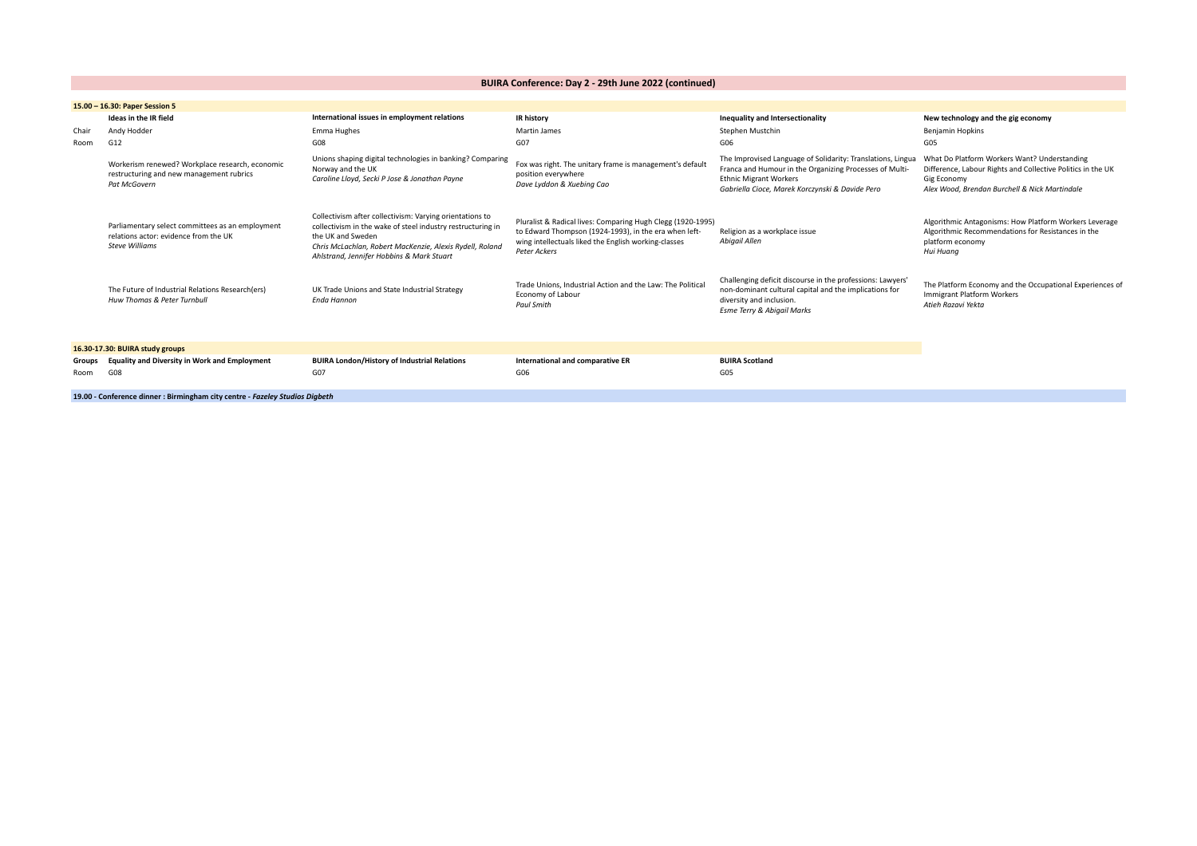## BUIRA Conference: Day 2 - 29th June 2022 (continued)

**15.00 – 16.30: Paper Session 5**

| | Ideas in the IR field | International issues in employment relations | IR history | Inequality and Intersectionality | New technology and the gig economy |
|---|---|---|---|---|---|
| Chair | Andy Hodder | Emma Hughes | Martin James | Stephen Mustchin | Benjamin Hopkins |
| Room | G12 | G08 | G07 | G06 | G05 |
| | Workerism renewed? Workplace research, economic restructuring and new management rubrics *Pat McGovern* | Unions shaping digital technologies in banking? Comparing Norway and the UK *Caroline Lloyd, Secki P Jose & Jonathan Payne* | Fox was right. The unitary frame is management's default position everywhere *Dave Lyddon & Xuebing Cao* | The Improvised Language of Solidarity: Translations, Lingua Franca and Humour in the Organizing Processes of Multi-Ethnic Migrant Workers *Gabriella Cioce, Marek Korczynski & Davide Pero* | What Do Platform Workers Want? Understanding Difference, Labour Rights and Collective Politics in the UK Gig Economy *Alex Wood, Brendan Burchell & Nick Martindale* |
| | Parliamentary select committees as an employment relations actor: evidence from the UK *Steve Williams* | Collectivism after collectivism: Varying orientations to collectivism in the wake of steel industry restructuring in the UK and Sweden *Chris McLachlan, Robert MacKenzie, Alexis Rydell, Roland Ahlstrand, Jennifer Hobbins & Mark Stuart* | Pluralist & Radical lives: Comparing Hugh Clegg (1920-1995) to Edward Thompson (1924-1993), in the era when left-wing intellectuals liked the English working-classes *Peter Ackers* | Religion as a workplace issue *Abigail Allen* | Algorithmic Antagonisms: How Platform Workers Leverage Algorithmic Recommendations for Resistances in the platform economy *Hui Huang* |
| | The Future of Industrial Relations Research(ers) *Huw Thomas & Peter Turnbull* | UK Trade Unions and State Industrial Strategy *Enda Hannon* | Trade Unions, Industrial Action and the Law: The Political Economy of Labour *Paul Smith* | Challenging deficit discourse in the professions: Lawyers' non-dominant cultural capital and the implications for diversity and inclusion. *Esme Terry & Abigail Marks* | The Platform Economy and the Occupational Experiences of Immigrant Platform Workers *Atieh Razavi Yekta* |

**16.30-17.30: BUIRA study groups**

| Groups | Equality and Diversity in Work and Employment | BUIRA London/History of Industrial Relations | International and comparative ER | BUIRA Scotland |
|---|---|---|---|---|
| Room | G08 | G07 | G06 | G05 |

**19.00 - Conference dinner : Birmingham city centre - *Fazeley Studios Digbeth***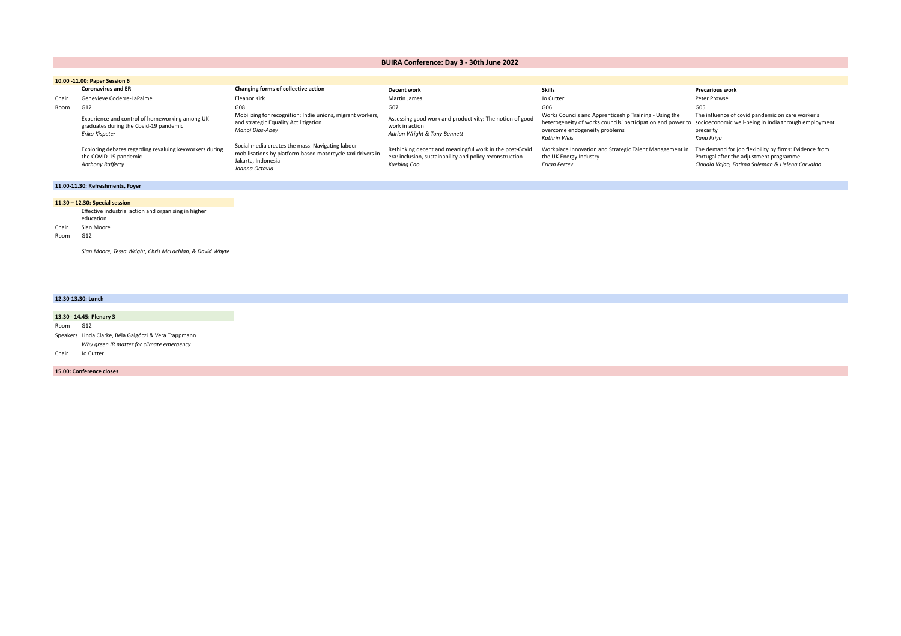# BUIRA Conference: Day 3 - 30th June 2022

## 10.00 -11.00: Paper Session 6

| | Coronavirus and ER | Changing forms of collective action | Decent work | Skills | Precarious work |
|---|---|---|---|---|---|
| Chair | Genevieve Coderre-LaPalme | Eleanor Kirk | Martin James | Jo Cutter | Peter Prowse |
| Room | G12 | G08 | G07 | G06 | G05 |
| | Experience and control of homeworking among UK graduates during the Covid-19 pandemic *Erika Kispeter* | Mobilizing for recognition: Indie unions, migrant workers, and strategic Equality Act litigation *Manoj Dias-Abey* | Assessing good work and productivity: The notion of good work in action *Adrian Wright & Tony Bennett* | Works Councils and Apprenticeship Training - Using the heterogeneity of works councils' participation and power to overcome endogeneity problems *Kathrin Weis* | The influence of covid pandemic on care worker's socioeconomic well-being in India through employment precarity *Kanu Priya* |
| | Exploring debates regarding revaluing keyworkers during the COVID-19 pandemic *Anthony Rafferty* | Social media creates the mass: Navigating labour mobilisations by platform-based motorcycle taxi drivers in Jakarta, Indonesia *Joanna Octavia* | Rethinking decent and meaningful work in the post-Covid era: inclusion, sustainability and policy reconstruction *Xuebing Cao* | Workplace Innovation and Strategic Talent Management in the UK Energy Industry *Erkan Pertev* | The demand for job flexibility by firms: Evidence from Portugal after the adjustment programme *Claudia Vajao, Fatima Suleman & Helena Carvalho* |

## 11.00-11.30: Refreshments, Foyer

## 11.30 – 12.30: Special session

Effective industrial action and organising in higher education

Chair: Sian Moore

Room: G12

*Sian Moore, Tessa Wright, Chris McLachlan, & David Whyte*

## 12.30-13.30: Lunch

## 13.30 - 14.45: Plenary 3

Room: G12

Speakers: Linda Clarke, Béla Galgóczi & Vera Trappmann

*Why green IR matter for climate emergency*

Chair: Jo Cutter

## 15.00: Conference closes